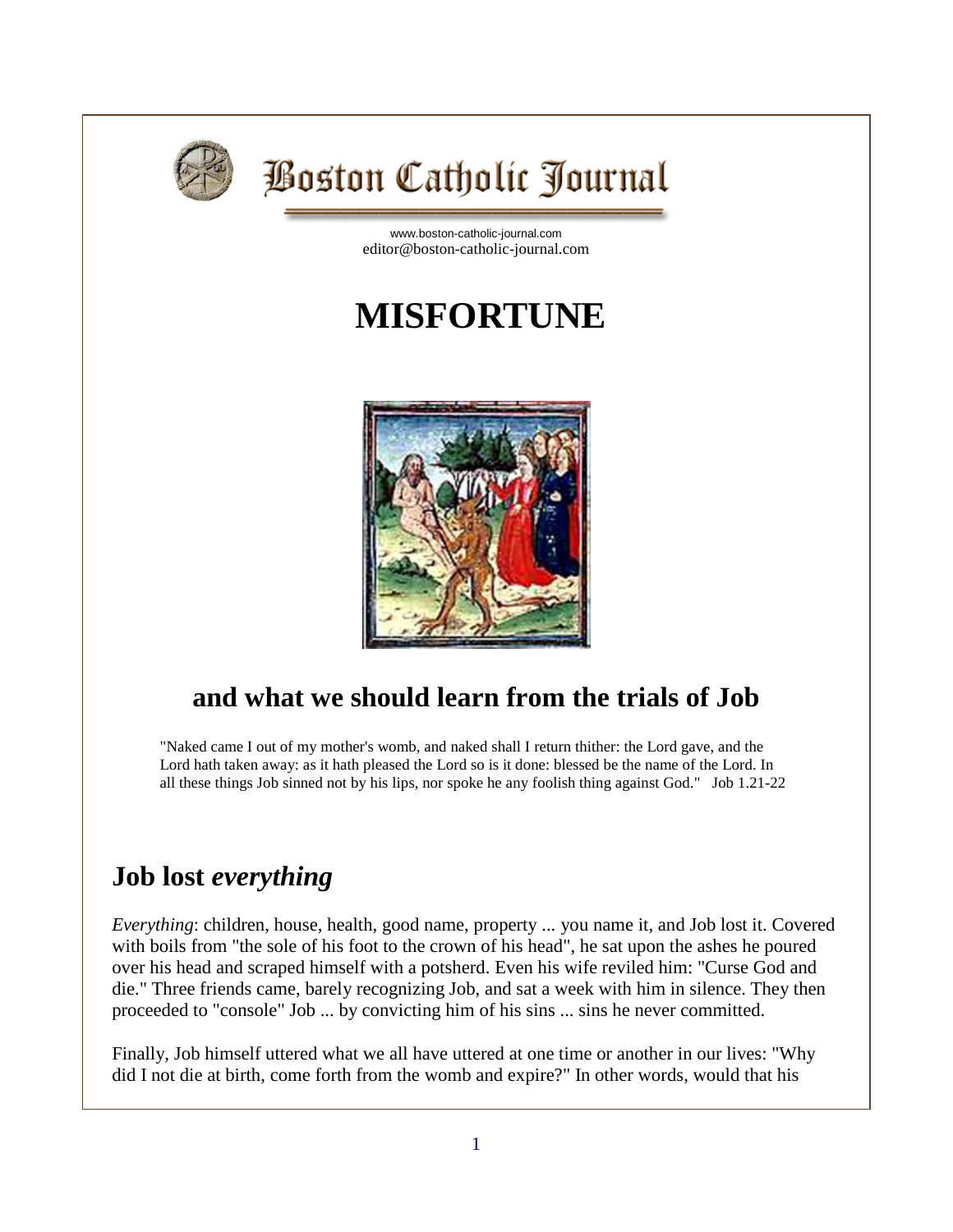# Boston Catholic Journal

www.boston-catholic-journal.com
editor@boston-catholic-journal.com

# MISFORTUNE

## and what we should learn from the trials of Job

"Naked came I out of my mother's womb, and naked shall I return thither: the Lord gave, and the Lord hath taken away: as it hath pleased the Lord so is it done: blessed be the name of the Lord. In all these things Job sinned not by his lips, nor spoke he any foolish thing against God." Job 1.21-22

## Job lost *everything*

*Everything*: children, house, health, good name, property ... you name it, and Job lost it. Covered with boils from "the sole of his foot to the crown of his head", he sat upon the ashes he poured over his head and scraped himself with a potsherd. Even his wife reviled him: "Curse God and die." Three friends came, barely recognizing Job, and sat a week with him in silence. They then proceeded to "console" Job ... by convicting him of his sins ... sins he never committed.

Finally, Job himself uttered what we all have uttered at one time or another in our lives: "Why did I not die at birth, come forth from the womb and expire?" In other words, would that his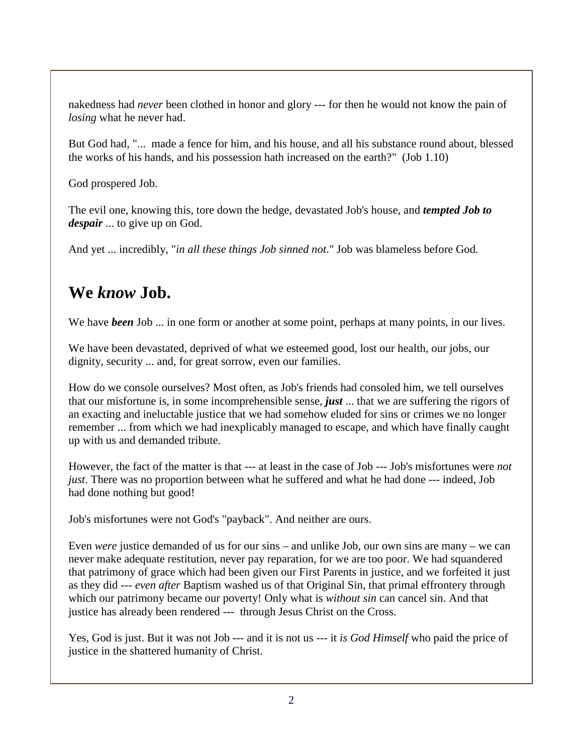nakedness had *never* been clothed in honor and glory --- for then he would not know the pain of *losing* what he never had.

But God had, "... made a fence for him, and his house, and all his substance round about, blessed the works of his hands, and his possession hath increased on the earth?" (Job 1.10)

God prospered Job.

The evil one, knowing this, tore down the hedge, devastated Job's house, and ***tempted Job to despair*** ... to give up on God.

And yet ... incredibly, "*in all these things Job sinned not*." Job was blameless before God.

## We *know* Job.

We have ***been*** Job ... in one form or another at some point, perhaps at many points, in our lives.

We have been devastated, deprived of what we esteemed good, lost our health, our jobs, our dignity, security ... and, for great sorrow, even our families.

How do we console ourselves? Most often, as Job's friends had consoled him, we tell ourselves that our misfortune is, in some incomprehensible sense, ***just*** ... that we are suffering the rigors of an exacting and ineluctable justice that we had somehow eluded for sins or crimes we no longer remember ... from which we had inexplicably managed to escape, and which have finally caught up with us and demanded tribute.

However, the fact of the matter is that --- at least in the case of Job --- Job's misfortunes were *not just*. There was no proportion between what he suffered and what he had done --- indeed, Job had done nothing but good!

Job's misfortunes were not God's "payback". And neither are ours.

Even *were* justice demanded of us for our sins – and unlike Job, our own sins are many – we can never make adequate restitution, never pay reparation, for we are too poor. We had squandered that patrimony of grace which had been given our First Parents in justice, and we forfeited it just as they did --- *even after* Baptism washed us of that Original Sin, that primal effrontery through which our patrimony became our poverty! Only what is *without sin* can cancel sin. And that justice has already been rendered --- through Jesus Christ on the Cross.

Yes, God is just. But it was not Job --- and it is not us --- it *is God Himself* who paid the price of justice in the shattered humanity of Christ.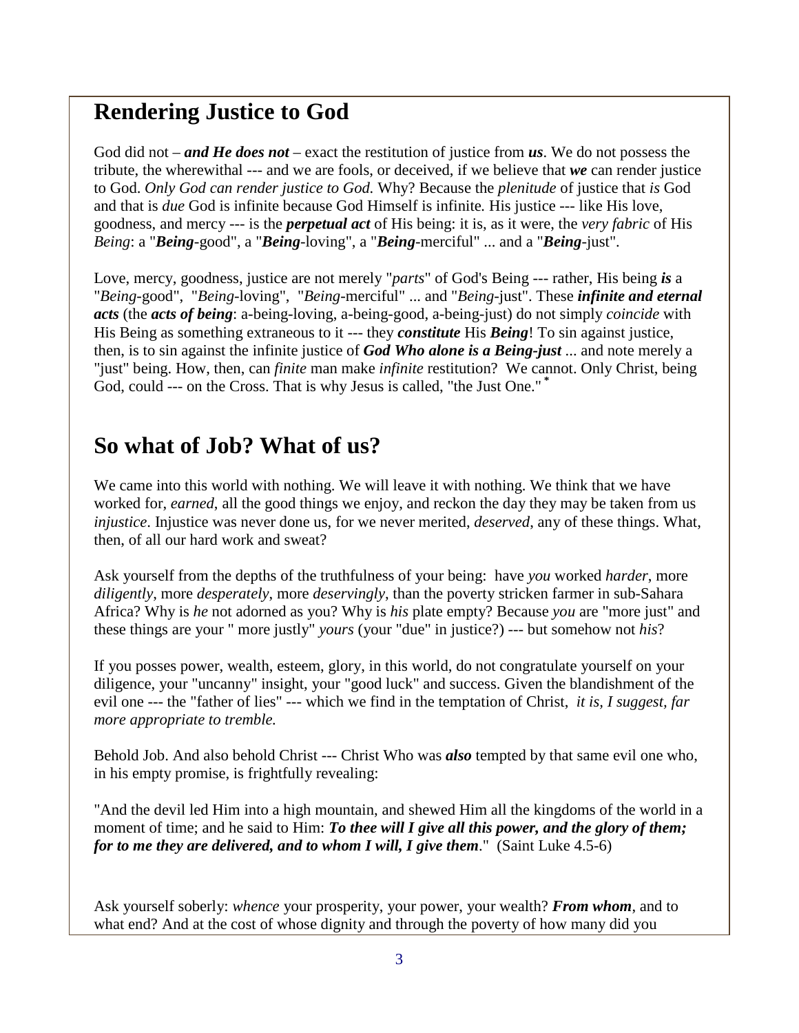## Rendering Justice to God

God did not – ***and He does not*** – exact the restitution of justice from ***us***. We do not possess the tribute, the wherewithal --- and we are fools, or deceived, if we believe that ***we*** can render justice to God. *Only God can render justice to God.* Why? Because the *plenitude* of justice that *is* God and that is *due* God is infinite because God Himself is infinite. His justice --- like His love, goodness, and mercy --- is the ***perpetual act*** of His being: it is, as it were, the *very fabric* of His *Being*: a "***Being***-good", a "***Being***-loving", a "***Being***-merciful" ... and a "***Being***-just".

Love, mercy, goodness, justice are not merely "*parts*" of God's Being --- rather, His being ***is*** a "*Being*-good", "*Being*-loving", "*Being*-merciful" ... and "*Being*-just". These ***infinite and eternal acts*** (the ***acts of being***: a-being-loving, a-being-good, a-being-just) do not simply *coincide* with His Being as something extraneous to it --- they ***constitute*** His ***Being***! To sin against justice, then, is to sin against the infinite justice of ***God Who alone is a Being-just*** ... and note merely a "just" being. How, then, can *finite* man make *infinite* restitution? We cannot. Only Christ, being God, could --- on the Cross. That is why Jesus is called, "the Just One." [*]

## So what of Job? What of us?

We came into this world with nothing. We will leave it with nothing. We think that we have worked for, *earned*, all the good things we enjoy, and reckon the day they may be taken from us *injustice*. Injustice was never done us, for we never merited, *deserved*, any of these things. What, then, of all our hard work and sweat?

Ask yourself from the depths of the truthfulness of your being: have *you* worked *harder*, more *diligently*, more *desperately*, more *deservingly*, than the poverty stricken farmer in sub-Sahara Africa? Why is *he* not adorned as you? Why is *his* plate empty? Because *you* are "more just" and these things are your " more justly" *yours* (your "due" in justice?) --- but somehow not *his*?

If you posses power, wealth, esteem, glory, in this world, do not congratulate yourself on your diligence, your "uncanny" insight, your "good luck" and success. Given the blandishment of the evil one --- the "father of lies" --- which we find in the temptation of Christ, *it is, I suggest, far more appropriate to tremble.*

Behold Job. And also behold Christ --- Christ Who was ***also*** tempted by that same evil one who, in his empty promise, is frightfully revealing:

"And the devil led Him into a high mountain, and shewed Him all the kingdoms of the world in a moment of time; and he said to Him: ***To thee will I give all this power, and the glory of them; for to me they are delivered, and to whom I will, I give them***." (Saint Luke 4.5-6)

Ask yourself soberly: *whence* your prosperity, your power, your wealth? ***From whom***, and to what end? And at the cost of whose dignity and through the poverty of how many did you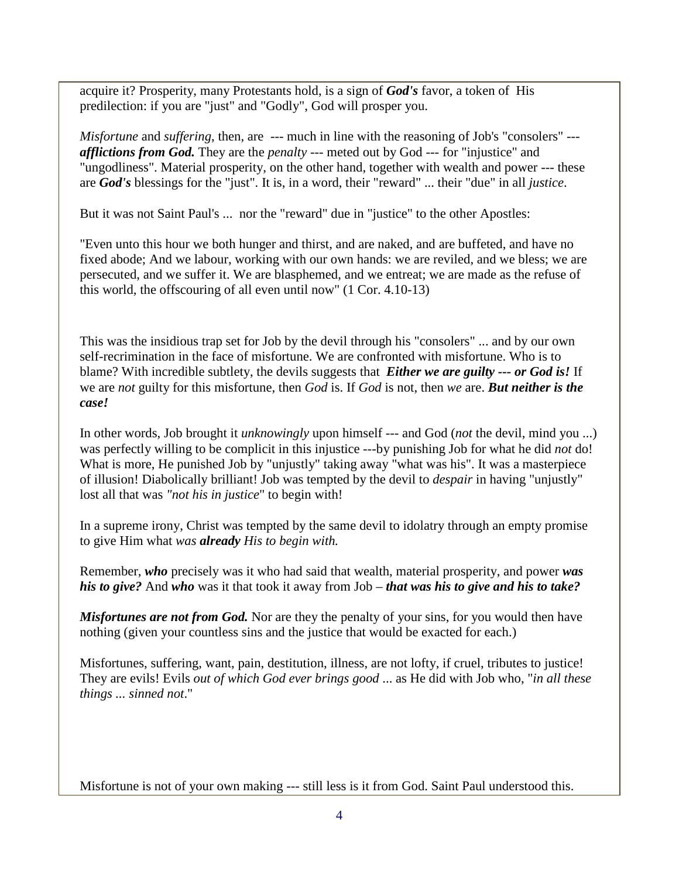acquire it? Prosperity, many Protestants hold, is a sign of ***God's*** favor, a token of His predilection: if you are "just" and "Godly", God will prosper you.

*Misfortune* and *suffering*, then, are --- much in line with the reasoning of Job's "consolers" --- ***afflictions from God.*** They are the *penalty* --- meted out by God --- for "injustice" and "ungodliness". Material prosperity, on the other hand, together with wealth and power --- these are ***God's*** blessings for the "just". It is, in a word, their "reward" ... their "due" in all *justice*.

But it was not Saint Paul's ... nor the "reward" due in "justice" to the other Apostles:

"Even unto this hour we both hunger and thirst, and are naked, and are buffeted, and have no fixed abode; And we labour, working with our own hands: we are reviled, and we bless; we are persecuted, and we suffer it. We are blasphemed, and we entreat; we are made as the refuse of this world, the offscouring of all even until now" (1 Cor. 4.10-13)

This was the insidious trap set for Job by the devil through his "consolers" ... and by our own self-recrimination in the face of misfortune. We are confronted with misfortune. Who is to blame? With incredible subtlety, the devils suggests that ***Either we are guilty --- or God is!*** If we are *not* guilty for this misfortune, then *God* is. If *God* is not, then *we* are. ***But neither is the case!***

In other words, Job brought it *unknowingly* upon himself --- and God (*not* the devil, mind you ...) was perfectly willing to be complicit in this injustice ---by punishing Job for what he did *not* do! What is more, He punished Job by "unjustly" taking away "what was his". It was a masterpiece of illusion! Diabolically brilliant! Job was tempted by the devil to *despair* in having "unjustly" lost all that was *"not his in justice*" to begin with!

In a supreme irony, Christ was tempted by the same devil to idolatry through an empty promise to give Him what *was **already** His to begin with.*

Remember, ***who*** precisely was it who had said that wealth, material prosperity, and power ***was his to give?*** And ***who*** was it that took it away from Job – ***that was his to give and his to take?***

***Misfortunes are not from God.*** Nor are they the penalty of your sins, for you would then have nothing (given your countless sins and the justice that would be exacted for each.)

Misfortunes, suffering, want, pain, destitution, illness, are not lofty, if cruel, tributes to justice! They are evils! Evils *out of which God ever brings good ...* as He did with Job who, "*in all these things ... sinned not*."

Misfortune is not of your own making --- still less is it from God. Saint Paul understood this.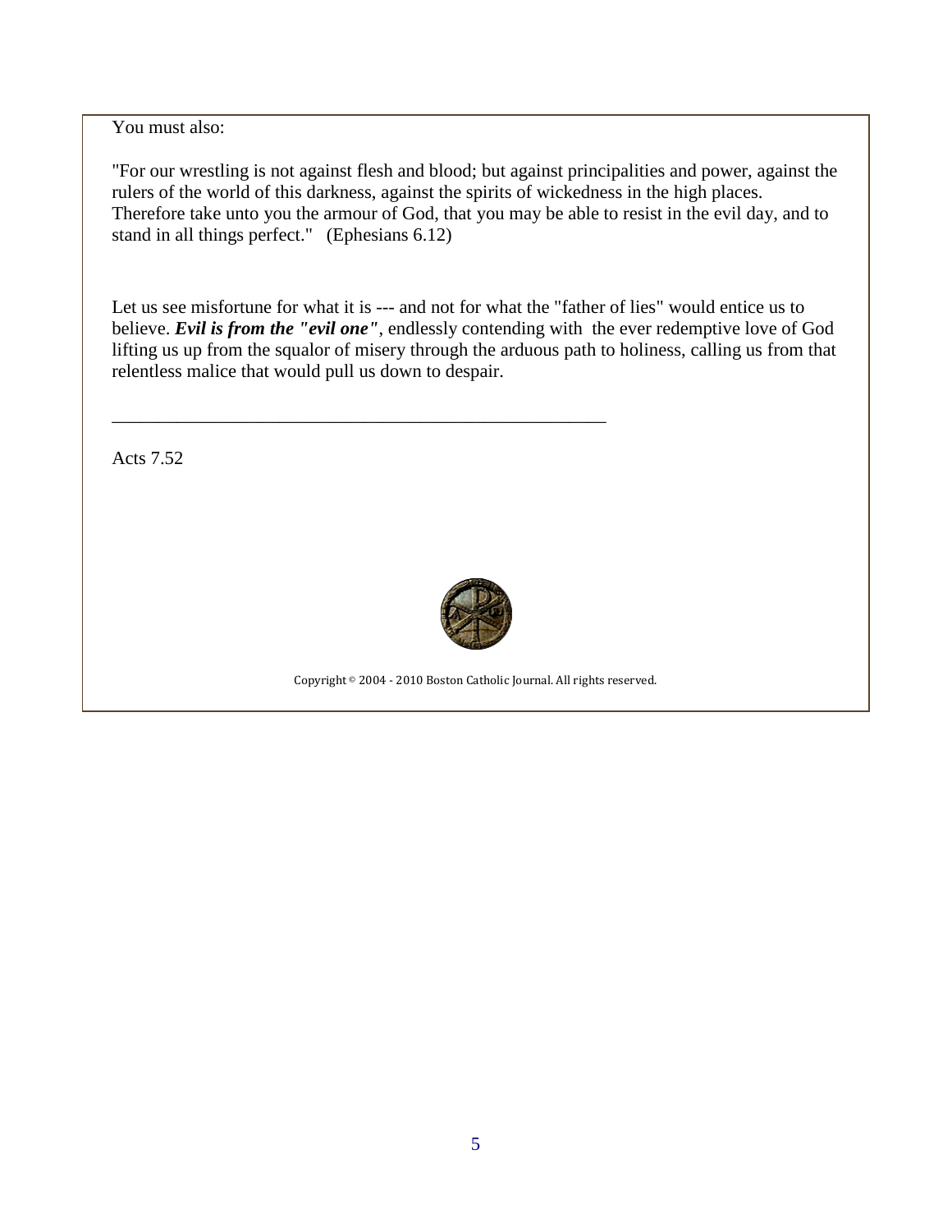You must also:

"For our wrestling is not against flesh and blood; but against principalities and power, against the rulers of the world of this darkness, against the spirits of wickedness in the high places. Therefore take unto you the armour of God, that you may be able to resist in the evil day, and to stand in all things perfect." (Ephesians 6.12)

Let us see misfortune for what it is --- and not for what the "father of lies" would entice us to believe. ***Evil is from the "evil one"***, endlessly contending with the ever redemptive love of God lifting us up from the squalor of misery through the arduous path to holiness, calling us from that relentless malice that would pull us down to despair.

---

Acts 7.52

Copyright © 2004 - 2010 Boston Catholic Journal. All rights reserved.